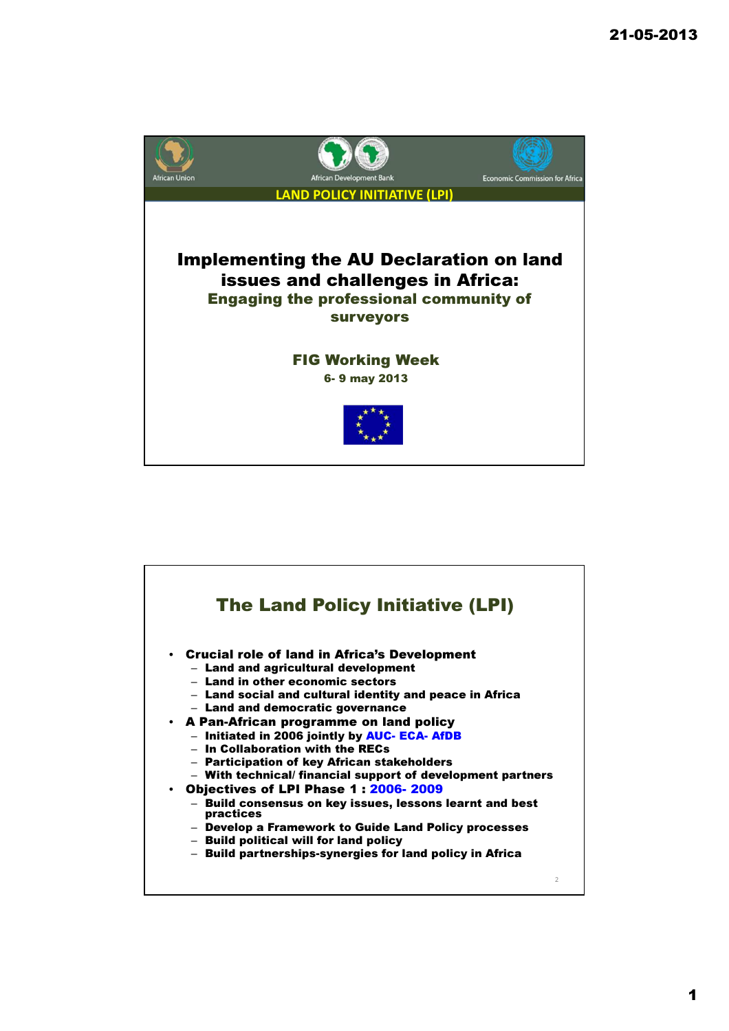African Union | African Development Bank | Economic Commission for Africa

**LAND POLICY INITIATIVE (LPI)**

# Implementing the AU Declaration on land issues and challenges in Africa:

## Engaging the professional community of surveyors

**FIG Working Week**

**6- 9 may 2013**

---

## The Land Policy Initiative (LPI)

- **Crucial role of land in Africa's Development**
  - Land and agricultural development
  - Land in other economic sectors
  - Land social and cultural identity and peace in Africa
  - Land and democratic governance
- **A Pan-African programme on land policy**
  - Initiated in 2006 jointly by AUC- ECA- AfDB
  - In Collaboration with the RECs
  - Participation of key African stakeholders
  - With technical/ financial support of development partners
- **Objectives of LPI Phase 1 : 2006- 2009**
  - Build consensus on key issues, lessons learnt and best practices
  - Develop a Framework to Guide Land Policy processes
  - Build political will for land policy
  - Build partnerships-synergies for land policy in Africa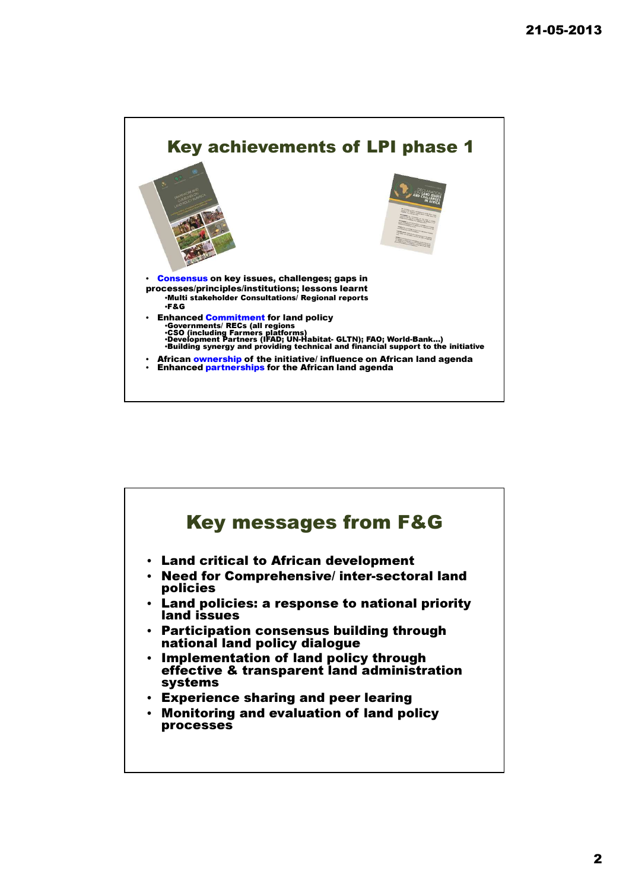## Key achievements of LPI phase 1

- **Consensus** on key issues, challenges; gaps in processes/principles/institutions; lessons learnt
  - Multi stakeholder Consultations/ Regional reports
  - F&G
- Enhanced **Commitment** for land policy
  - Governments/ RECs (all regions
  - CSO (including Farmers platforms)
  - Development Partners (IFAD; UN-Habitat- GLTN); FAO; World-Bank…)
  - Building synergy and providing technical and financial support to the initiative
- African **ownership** of the initiative/ influence on African land agenda
- Enhanced **partnerships** for the African land agenda

## Key messages from F&G

- Land critical to African development
- Need for Comprehensive/ inter-sectoral land policies
- Land policies: a response to national priority land issues
- Participation consensus building through national land policy dialogue
- Implementation of land policy through effective & transparent land administration systems
- Experience sharing and peer learing
- Monitoring and evaluation of land policy processes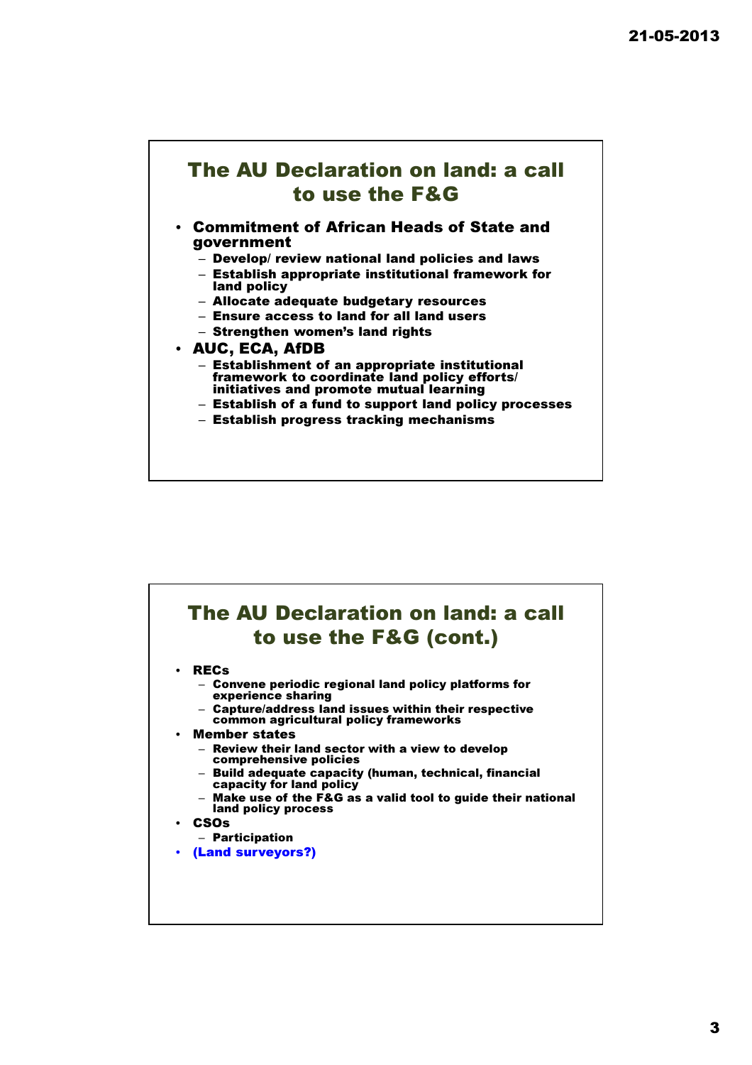## The AU Declaration on land: a call to use the F&G

- **Commitment of African Heads of State and government**
  - Develop/ review national land policies and laws
  - Establish appropriate institutional framework for land policy
  - Allocate adequate budgetary resources
  - Ensure access to land for all land users
  - Strengthen women's land rights
- **AUC, ECA, AfDB**
  - Establishment of an appropriate institutional framework to coordinate land policy efforts/ initiatives and promote mutual learning
  - Establish of a fund to support land policy processes
  - Establish progress tracking mechanisms

## The AU Declaration on land: a call to use the F&G (cont.)

- **RECs**
  - Convene periodic regional land policy platforms for experience sharing
  - Capture/address land issues within their respective common agricultural policy frameworks
- **Member states**
  - Review their land sector with a view to develop comprehensive policies
  - Build adequate capacity (human, technical, financial capacity for land policy
  - Make use of the F&G as a valid tool to guide their national land policy process
- **CSOs**
  - Participation
- **(Land surveyors?)**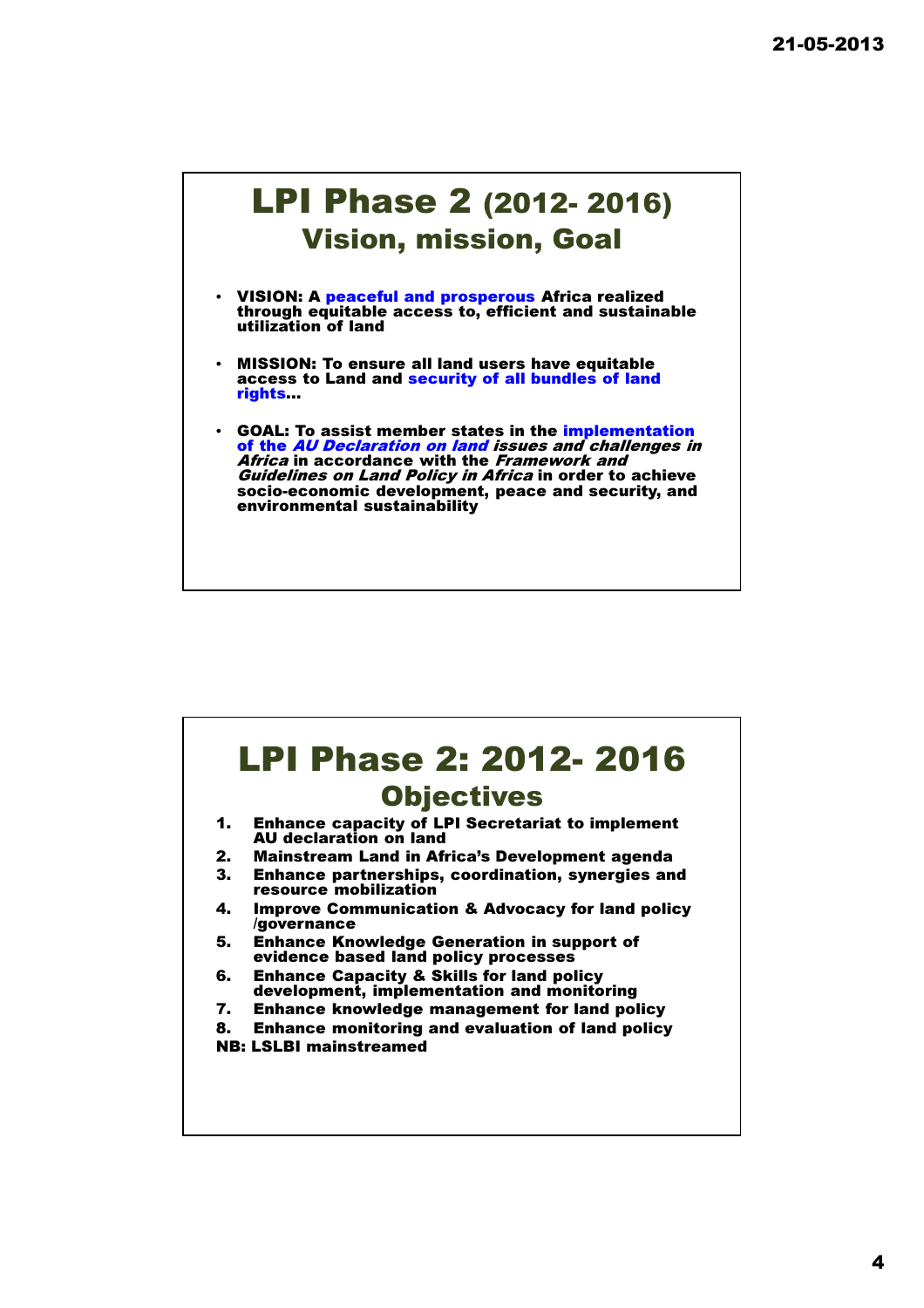# LPI Phase 2 (2012- 2016)
## Vision, mission, Goal

- **VISION: A peaceful and prosperous Africa realized through equitable access to, efficient and sustainable utilization of land**
- **MISSION: To ensure all land users have equitable access to Land and security of all bundles of land rights…**
- **GOAL: To assist member states in the implementation of the *AU Declaration on land issues and challenges in Africa* in accordance with the *Framework and Guidelines on Land Policy in Africa* in order to achieve socio-economic development, peace and security, and environmental sustainability**

# LPI Phase 2: 2012- 2016
## Objectives

1. **Enhance capacity of LPI Secretariat to implement AU declaration on land**
2. **Mainstream Land in Africa's Development agenda**
3. **Enhance partnerships, coordination, synergies and resource mobilization**
4. **Improve Communication & Advocacy for land policy /governance**
5. **Enhance Knowledge Generation in support of evidence based land policy processes**
6. **Enhance Capacity & Skills for land policy development, implementation and monitoring**
7. **Enhance knowledge management for land policy**
8. **Enhance monitoring and evaluation of land policy**

**NB: LSLBI mainstreamed**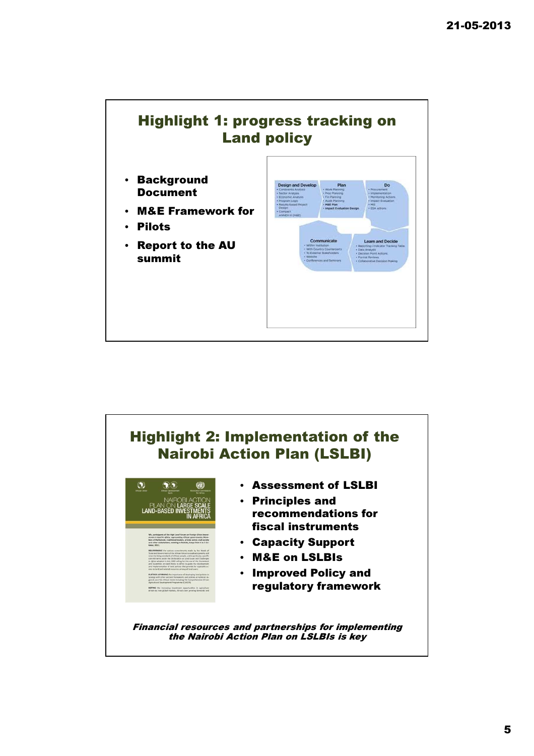## Highlight 1: progress tracking on Land policy

- **Background Document**
- **M&E Framework for**
- **Pilots**
- **Report to the AU summit**

## Highlight 2: Implementation of the Nairobi Action Plan (LSLBI)

- **Assessment of LSLBI**
- **Principles and recommendations for fiscal instruments**
- **Capacity Support**
- **M&E on LSLBIs**
- **Improved Policy and regulatory framework**

***Financial resources and partnerships for implementing the Nairobi Action Plan on LSLBIs is key***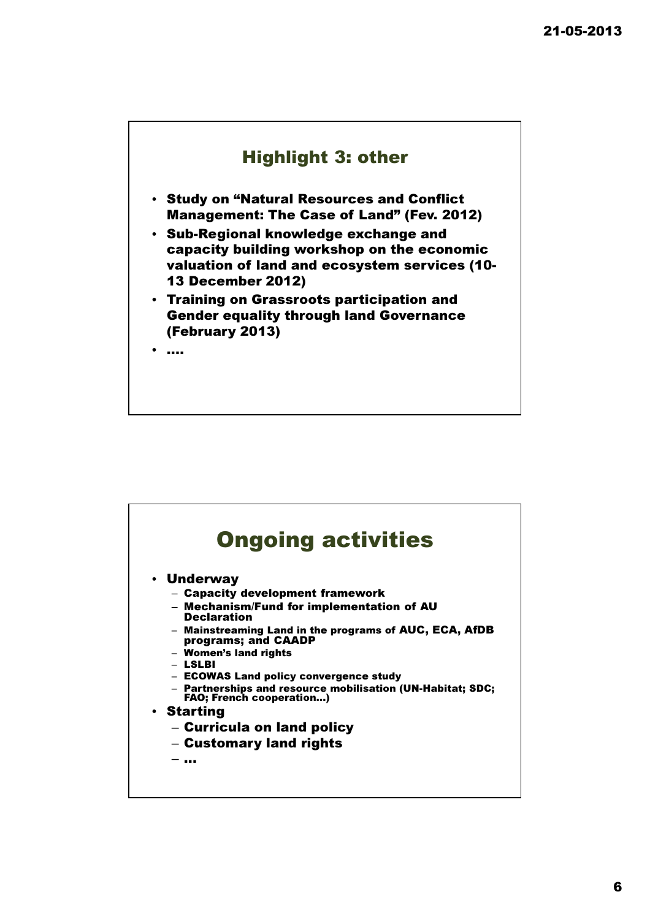## Highlight 3: other

- Study on "Natural Resources and Conflict Management: The Case of Land" (Fev. 2012)
- Sub-Regional knowledge exchange and capacity building workshop on the economic valuation of land and ecosystem services (10-13 December 2012)
- Training on Grassroots participation and Gender equality through land Governance (February 2013)
- ….

## Ongoing activities

- Underway
  - Capacity development framework
  - Mechanism/Fund for implementation of AU Declaration
  - Mainstreaming Land in the programs of AUC, ECA, AfDB programs; and CAADP
  - Women's land rights
  - LSLBI
  - ECOWAS Land policy convergence study
  - Partnerships and resource mobilisation (UN-Habitat; SDC; FAO; French cooperation…)
- Starting
  - Curricula on land policy
  - Customary land rights
  - …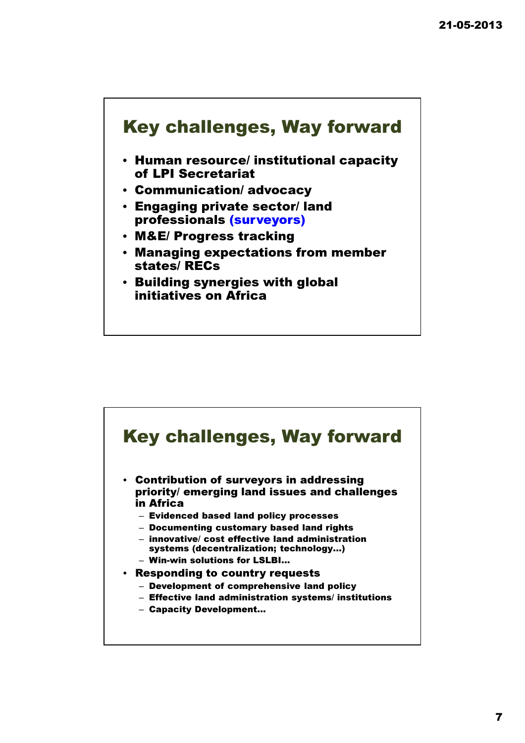## Key challenges, Way forward

- **Human resource/ institutional capacity of LPI Secretariat**
- **Communication/ advocacy**
- **Engaging private sector/ land professionals (surveyors)**
- **M&E/ Progress tracking**
- **Managing expectations from member states/ RECs**
- **Building synergies with global initiatives on Africa**

## Key challenges, Way forward

- **Contribution of surveyors in addressing priority/ emerging land issues and challenges in Africa**
  - Evidenced based land policy processes
  - Documenting customary based land rights
  - innovative/ cost effective land administration systems (decentralization; technology…)
  - Win-win solutions for LSLBI…
- **Responding to country requests**
  - Development of comprehensive land policy
  - Effective land administration systems/ institutions
  - Capacity Development…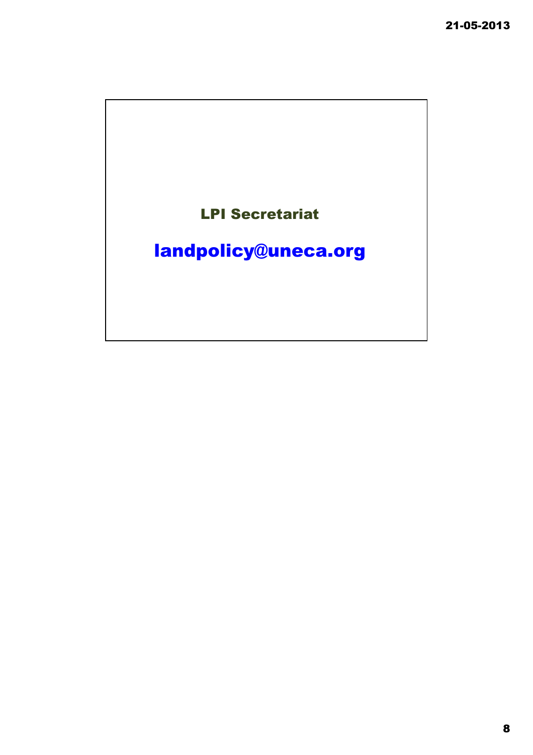LPI Secretariat

**landpolicy@uneca.org**